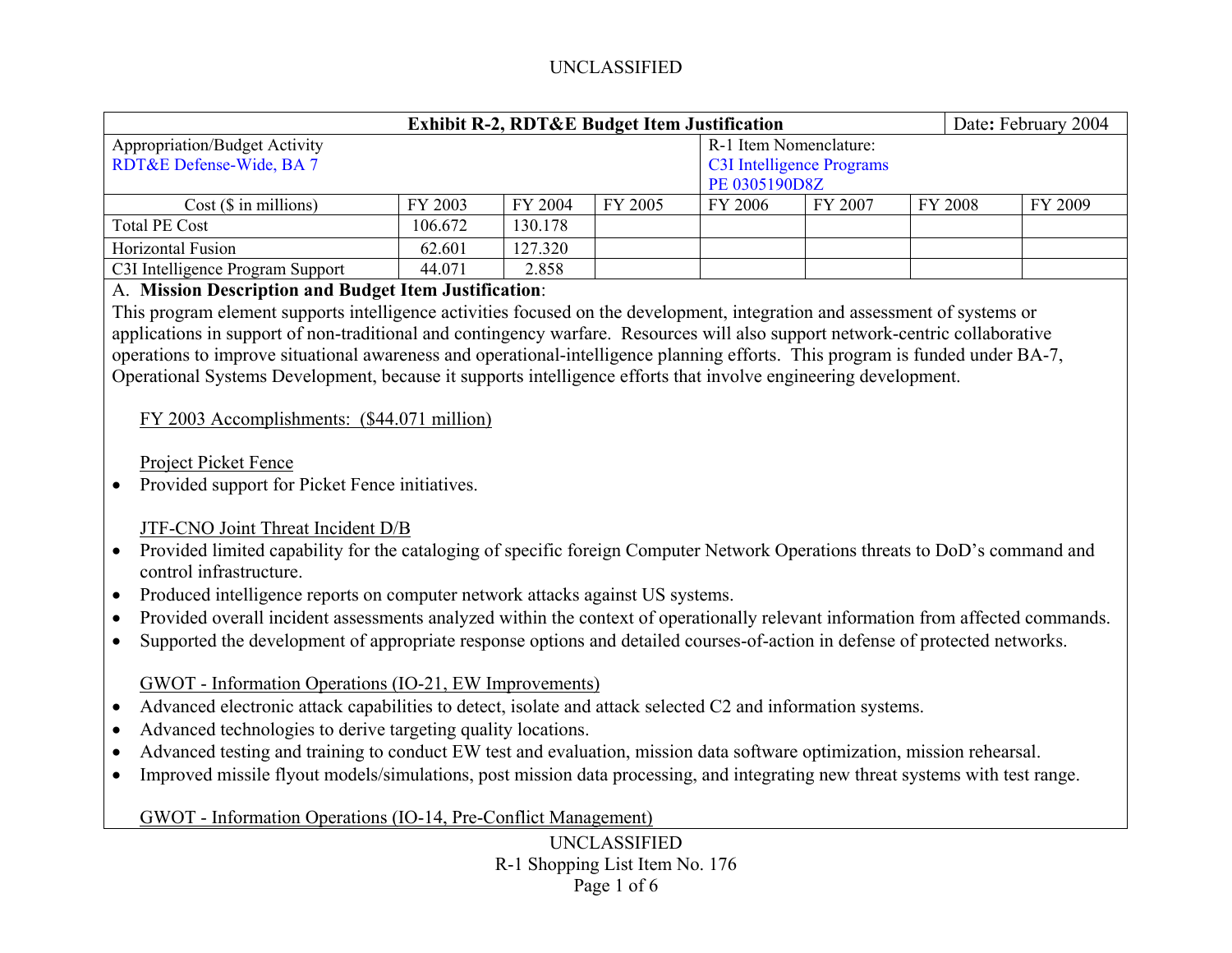UNCLASSIFIED

| Exhibit R-2, RDT&E Budget Item Justification | | | | | | | Date: February 2004 |
|---|---|---|---|---|---|---|---|
| Appropriation/Budget Activity<br>RDT&E Defense-Wide, BA 7 | | | | R-1 Item Nomenclature:<br>C3I Intelligence Programs<br>PE 0305190D8Z | | | |
| Cost ($ in millions) | FY 2003 | FY 2004 | FY 2005 | FY 2006 | FY 2007 | FY 2008 | FY 2009 |
| Total PE Cost | 106.672 | 130.178 | | | | | |
| Horizontal Fusion | 62.601 | 127.320 | | | | | |
| C3I Intelligence Program Support | 44.071 | 2.858 | | | | | |

A. **Mission Description and Budget Item Justification**:

This program element supports intelligence activities focused on the development, integration and assessment of systems or applications in support of non-traditional and contingency warfare. Resources will also support network-centric collaborative operations to improve situational awareness and operational-intelligence planning efforts. This program is funded under BA-7, Operational Systems Development, because it supports intelligence efforts that involve engineering development.

FY 2003 Accomplishments: ($44.071 million)

Project Picket Fence

- Provided support for Picket Fence initiatives.

JTF-CNO Joint Threat Incident D/B

- Provided limited capability for the cataloging of specific foreign Computer Network Operations threats to DoD's command and control infrastructure.
- Produced intelligence reports on computer network attacks against US systems.
- Provided overall incident assessments analyzed within the context of operationally relevant information from affected commands.
- Supported the development of appropriate response options and detailed courses-of-action in defense of protected networks.

GWOT - Information Operations (IO-21, EW Improvements)

- Advanced electronic attack capabilities to detect, isolate and attack selected C2 and information systems.
- Advanced technologies to derive targeting quality locations.
- Advanced testing and training to conduct EW test and evaluation, mission data software optimization, mission rehearsal.
- Improved missile flyout models/simulations, post mission data processing, and integrating new threat systems with test range.

GWOT - Information Operations (IO-14, Pre-Conflict Management)

UNCLASSIFIED

R-1 Shopping List Item No. 176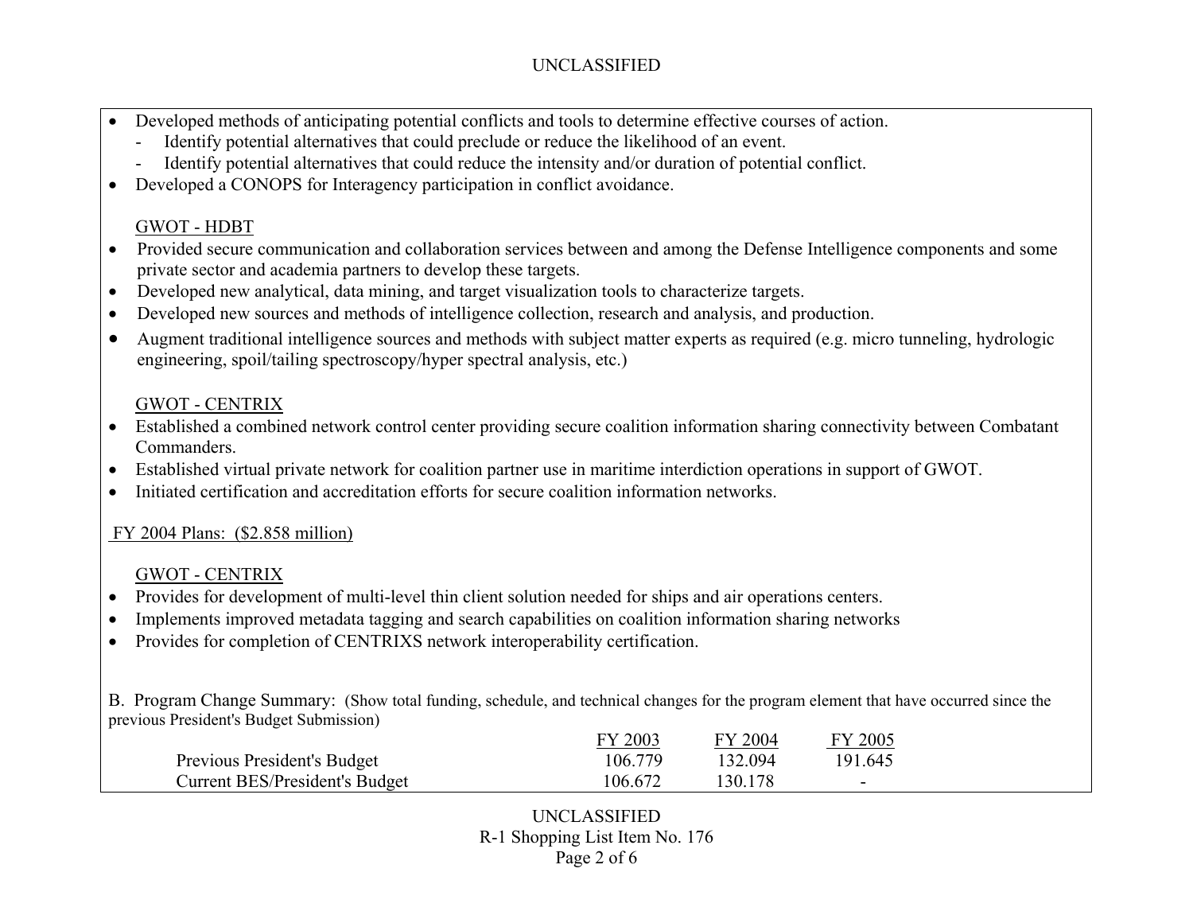- Developed methods of anticipating potential conflicts and tools to determine effective courses of action.
  - Identify potential alternatives that could preclude or reduce the likelihood of an event.
  - Identify potential alternatives that could reduce the intensity and/or duration of potential conflict.
- Developed a CONOPS for Interagency participation in conflict avoidance.

GWOT - HDBT

- Provided secure communication and collaboration services between and among the Defense Intelligence components and some private sector and academia partners to develop these targets.
- Developed new analytical, data mining, and target visualization tools to characterize targets.
- Developed new sources and methods of intelligence collection, research and analysis, and production.
- Augment traditional intelligence sources and methods with subject matter experts as required (e.g. micro tunneling, hydrologic engineering, spoil/tailing spectroscopy/hyper spectral analysis, etc.)

GWOT - CENTRIX

- Established a combined network control center providing secure coalition information sharing connectivity between Combatant Commanders.
- Established virtual private network for coalition partner use in maritime interdiction operations in support of GWOT.
- Initiated certification and accreditation efforts for secure coalition information networks.

FY 2004 Plans: ($2.858 million)

GWOT - CENTRIX

- Provides for development of multi-level thin client solution needed for ships and air operations centers.
- Implements improved metadata tagging and search capabilities on coalition information sharing networks
- Provides for completion of CENTRIXS network interoperability certification.

B. Program Change Summary: (Show total funding, schedule, and technical changes for the program element that have occurred since the previous President's Budget Submission)

| | FY 2003 | FY 2004 | FY 2005 |
|---|---|---|---|
| Previous President's Budget | 106.779 | 132.094 | 191.645 |
| Current BES/President's Budget | 106.672 | 130.178 | - |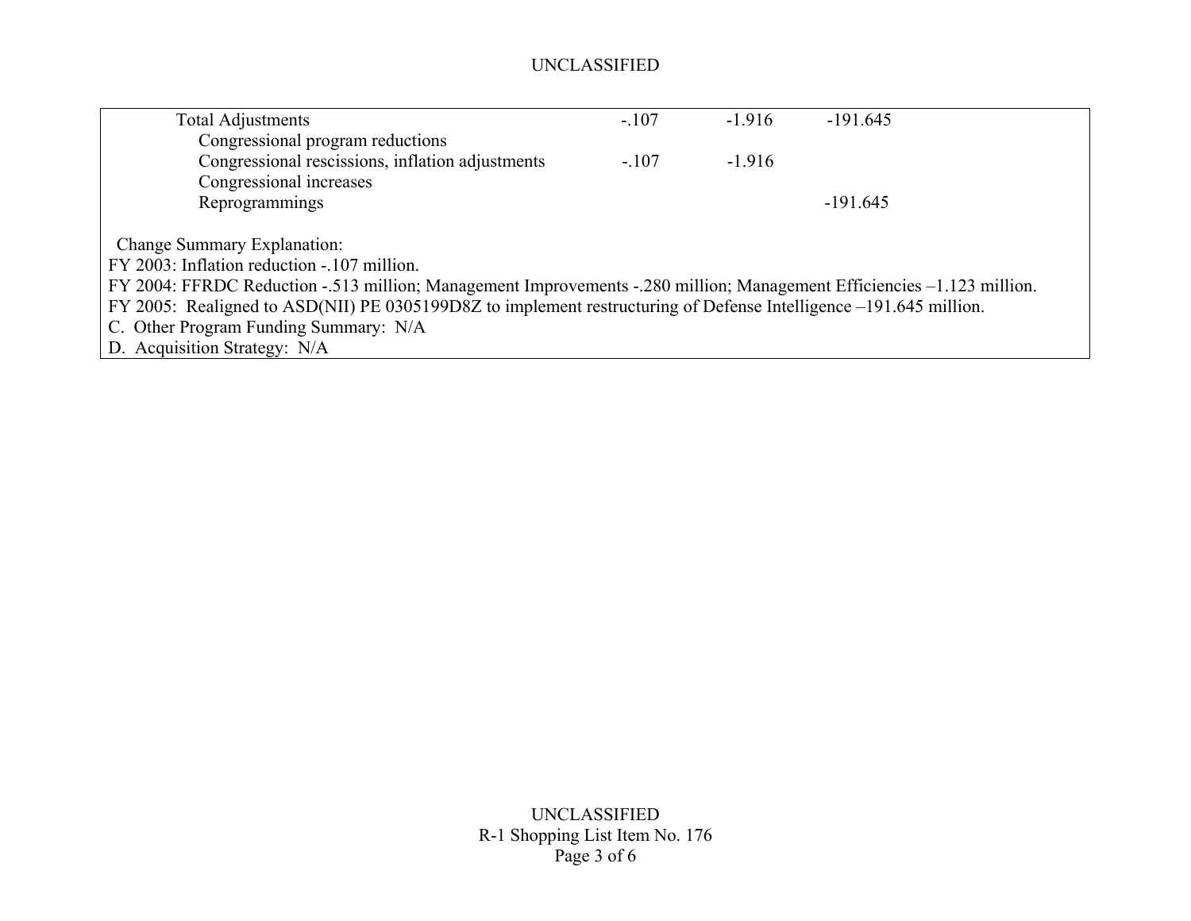| | FY 2003 | FY 2004 | FY 2005 |
|---|---|---|---|
| Total Adjustments | -.107 | -1.916 | -191.645 |
| Congressional program reductions | | | |
| Congressional rescissions, inflation adjustments | -.107 | -1.916 | |
| Congressional increases | | | |
| Reprogrammings | | | -191.645 |

Change Summary Explanation:

FY 2003: Inflation reduction -.107 million.

FY 2004: FFRDC Reduction -.513 million; Management Improvements -.280 million; Management Efficiencies –1.123 million.

FY 2005: Realigned to ASD(NII) PE 0305199D8Z to implement restructuring of Defense Intelligence –191.645 million.

C. Other Program Funding Summary: N/A

D. Acquisition Strategy: N/A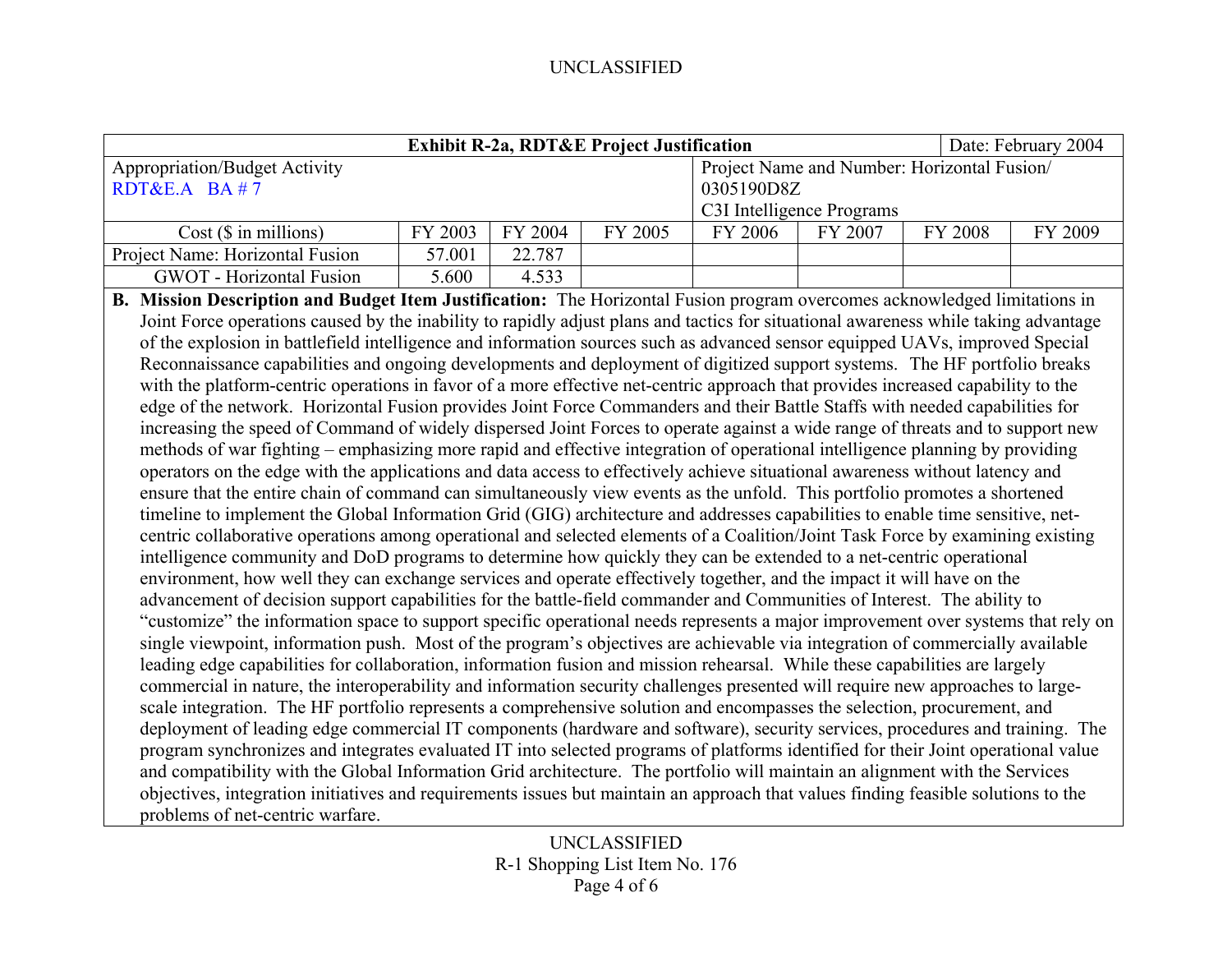| Exhibit R-2a, RDT&E Project Justification | | | | | | | Date: February 2004 |
|---|---|---|---|---|---|---|---|
| Appropriation/Budget Activity<br>RDT&E.A BA # 7 | | | | Project Name and Number: Horizontal Fusion/<br>0305190D8Z<br>C3I Intelligence Programs | | | |
| Cost ($ in millions) | FY 2003 | FY 2004 | FY 2005 | FY 2006 | FY 2007 | FY 2008 | FY 2009 |
| Project Name: Horizontal Fusion | 57.001 | 22.787 | | | | | |
| GWOT - Horizontal Fusion | 5.600 | 4.533 | | | | | |

**B. Mission Description and Budget Item Justification:** The Horizontal Fusion program overcomes acknowledged limitations in Joint Force operations caused by the inability to rapidly adjust plans and tactics for situational awareness while taking advantage of the explosion in battlefield intelligence and information sources such as advanced sensor equipped UAVs, improved Special Reconnaissance capabilities and ongoing developments and deployment of digitized support systems. The HF portfolio breaks with the platform-centric operations in favor of a more effective net-centric approach that provides increased capability to the edge of the network. Horizontal Fusion provides Joint Force Commanders and their Battle Staffs with needed capabilities for increasing the speed of Command of widely dispersed Joint Forces to operate against a wide range of threats and to support new methods of war fighting – emphasizing more rapid and effective integration of operational intelligence planning by providing operators on the edge with the applications and data access to effectively achieve situational awareness without latency and ensure that the entire chain of command can simultaneously view events as the unfold. This portfolio promotes a shortened timeline to implement the Global Information Grid (GIG) architecture and addresses capabilities to enable time sensitive, net-centric collaborative operations among operational and selected elements of a Coalition/Joint Task Force by examining existing intelligence community and DoD programs to determine how quickly they can be extended to a net-centric operational environment, how well they can exchange services and operate effectively together, and the impact it will have on the advancement of decision support capabilities for the battle-field commander and Communities of Interest. The ability to "customize" the information space to support specific operational needs represents a major improvement over systems that rely on single viewpoint, information push. Most of the program's objectives are achievable via integration of commercially available leading edge capabilities for collaboration, information fusion and mission rehearsal. While these capabilities are largely commercial in nature, the interoperability and information security challenges presented will require new approaches to large-scale integration. The HF portfolio represents a comprehensive solution and encompasses the selection, procurement, and deployment of leading edge commercial IT components (hardware and software), security services, procedures and training. The program synchronizes and integrates evaluated IT into selected programs of platforms identified for their Joint operational value and compatibility with the Global Information Grid architecture. The portfolio will maintain an alignment with the Services objectives, integration initiatives and requirements issues but maintain an approach that values finding feasible solutions to the problems of net-centric warfare.

R-1 Shopping List Item No. 176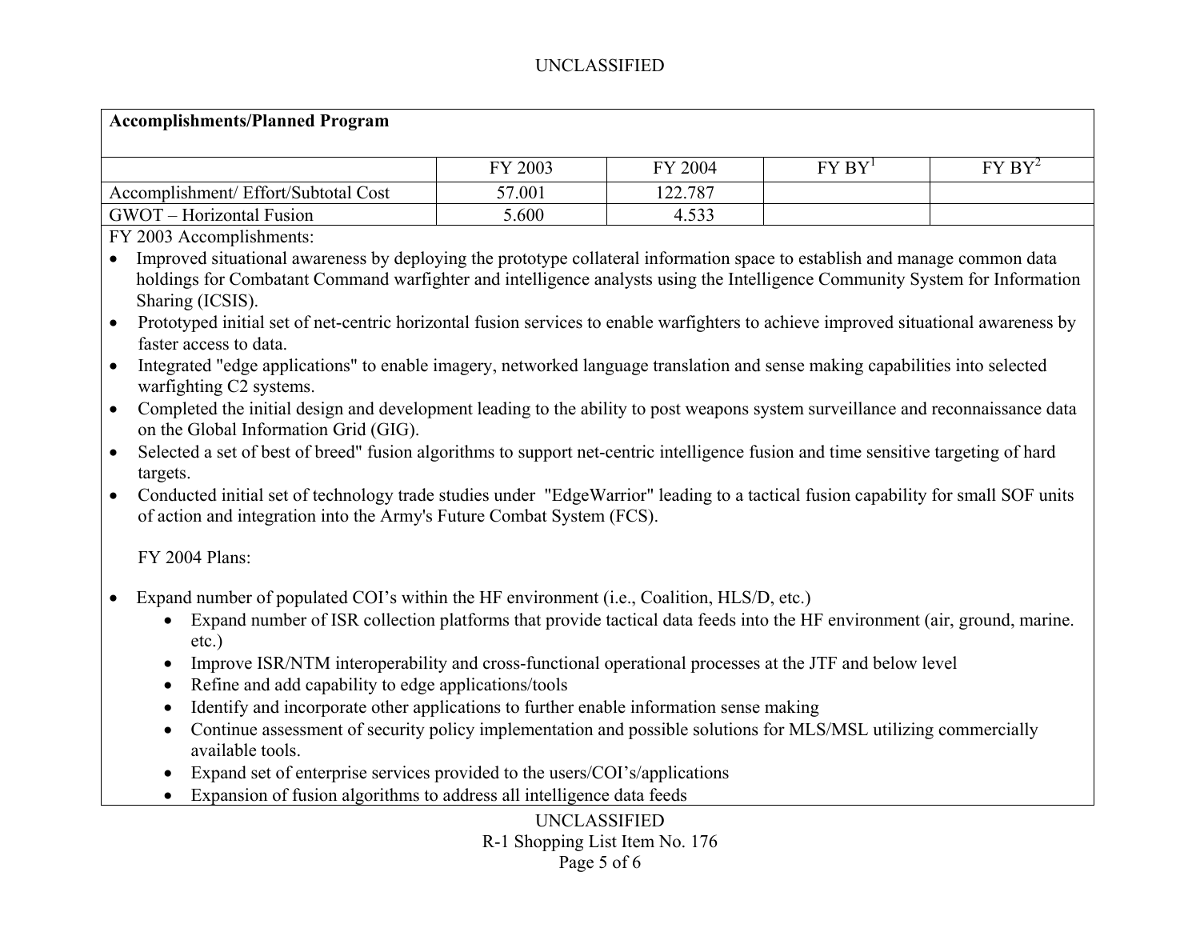**Accomplishments/Planned Program**

| | FY 2003 | FY 2004 | FY BY[1] | FY BY[2] |
|---|---|---|---|---|
| Accomplishment/ Effort/Subtotal Cost | 57.001 | 122.787 | | |
| GWOT – Horizontal Fusion | 5.600 | 4.533 | | |

FY 2003 Accomplishments:

- Improved situational awareness by deploying the prototype collateral information space to establish and manage common data holdings for Combatant Command warfighter and intelligence analysts using the Intelligence Community System for Information Sharing (ICSIS).
- Prototyped initial set of net-centric horizontal fusion services to enable warfighters to achieve improved situational awareness by faster access to data.
- Integrated "edge applications" to enable imagery, networked language translation and sense making capabilities into selected warfighting C2 systems.
- Completed the initial design and development leading to the ability to post weapons system surveillance and reconnaissance data on the Global Information Grid (GIG).
- Selected a set of best of breed" fusion algorithms to support net-centric intelligence fusion and time sensitive targeting of hard targets.
- Conducted initial set of technology trade studies under "EdgeWarrior" leading to a tactical fusion capability for small SOF units of action and integration into the Army's Future Combat System (FCS).

FY 2004 Plans:

- Expand number of populated COI's within the HF environment (i.e., Coalition, HLS/D, etc.)
    - Expand number of ISR collection platforms that provide tactical data feeds into the HF environment (air, ground, marine. etc.)
    - Improve ISR/NTM interoperability and cross-functional operational processes at the JTF and below level
    - Refine and add capability to edge applications/tools
    - Identify and incorporate other applications to further enable information sense making
    - Continue assessment of security policy implementation and possible solutions for MLS/MSL utilizing commercially available tools.
    - Expand set of enterprise services provided to the users/COI's/applications
    - Expansion of fusion algorithms to address all intelligence data feeds

R-1 Shopping List Item No. 176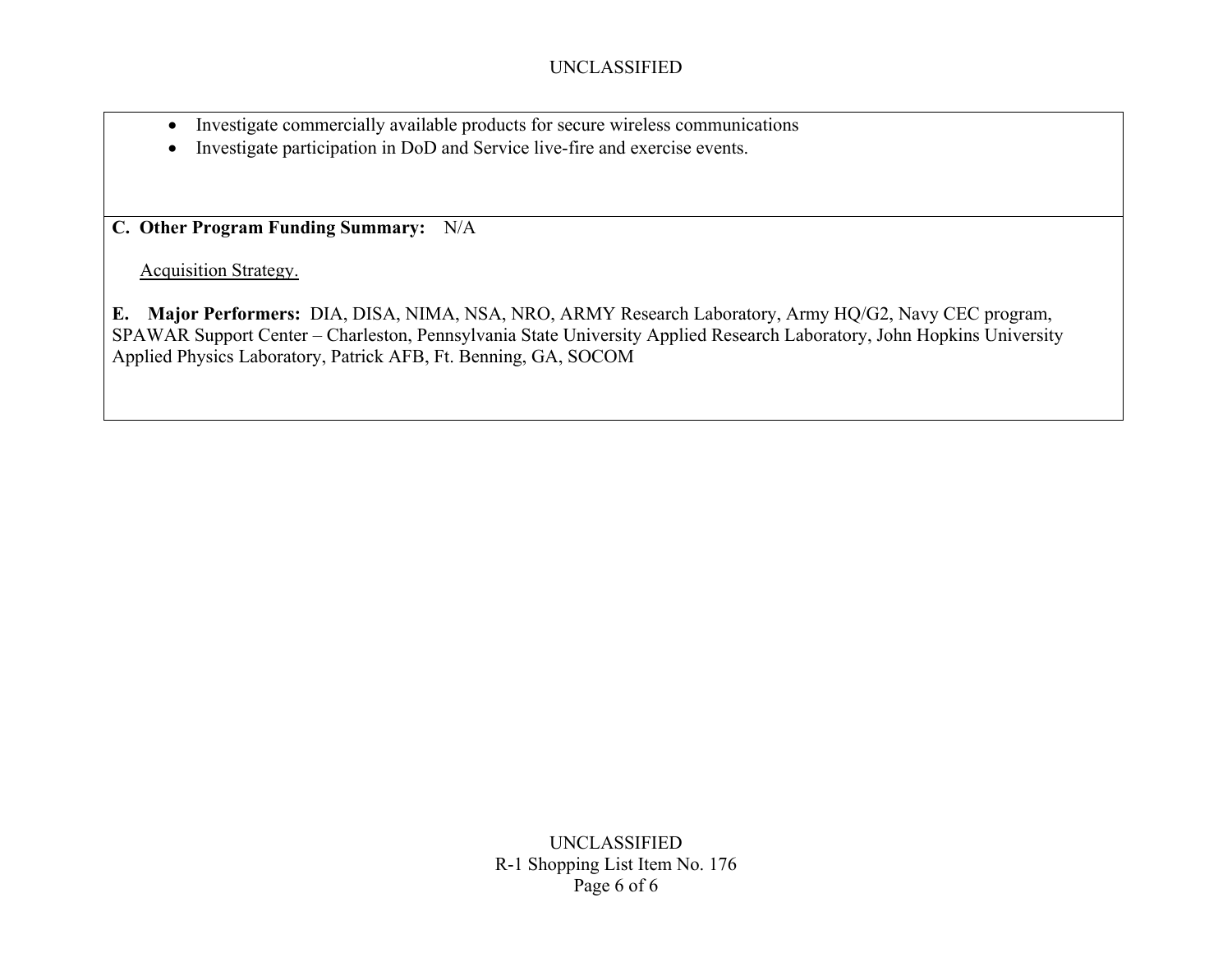- Investigate commercially available products for secure wireless communications
- Investigate participation in DoD and Service live-fire and exercise events.

**C. Other Program Funding Summary:** N/A

Acquisition Strategy.

**E. Major Performers:** DIA, DISA, NIMA, NSA, NRO, ARMY Research Laboratory, Army HQ/G2, Navy CEC program, SPAWAR Support Center – Charleston, Pennsylvania State University Applied Research Laboratory, John Hopkins University Applied Physics Laboratory, Patrick AFB, Ft. Benning, GA, SOCOM